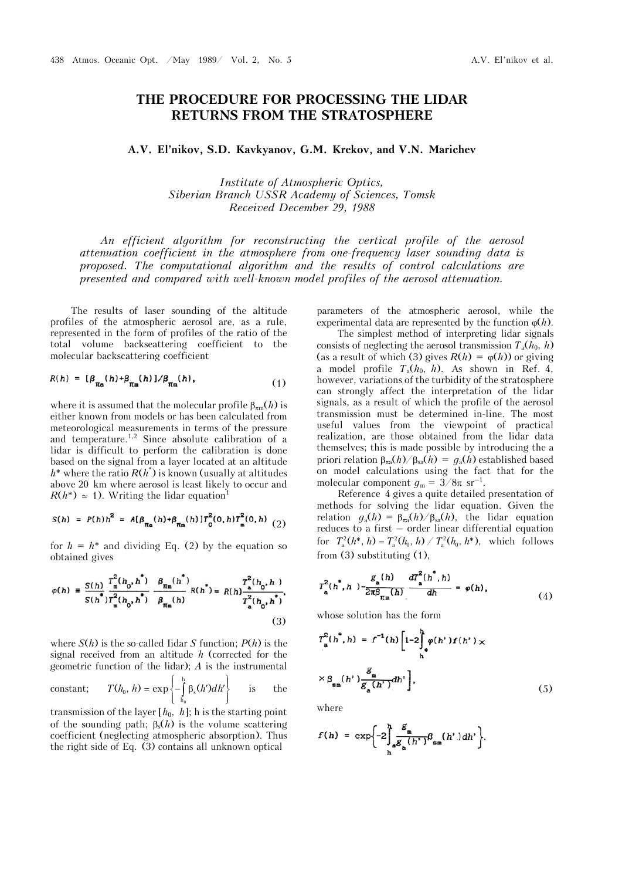# THE PROCEDURE FOR PROCESSING THE LIDAR RETURNS FROM THE STRATOSPHERE

**A.V. El'nikov, S.D. Kavkyanov, G.M. Krekov, and V.N. Marichev**

*Institute of Atmospheric Optics,*
*Siberian Branch USSR Academy of Sciences, Tomsk*
*Received December 29, 1988*

*An efficient algorithm for reconstructing the vertical profile of the aerosol attenuation coefficient in the atmosphere from one-frequency laser sounding data is proposed. The computational algorithm and the results of control calculations are presented and compared with well-known model profiles of the aerosol attenuation.*

The results of laser sounding of the altitude profiles of the atmospheric aerosol are, as a rule, represented in the form of profiles of the ratio of the total volume backseattering coefficient to the molecular backscattering coefficient

$$R(h) = [\beta_{\pi a}(h)+\beta_{\pi m}(h)]/\beta_{\pi m}(h), \tag{1}$$

where it is assumed that the molecular profile $\beta_{\pi m}(h)$ is either known from models or has been calculated from meteorological measurements in terms of the pressure and temperature.[1,2] Since absolute calibration of a lidar is difficult to perform the calibration is done based on the signal from a layer located at an altitude $h^*$ where the ratio $R(h^*)$ is known (usually at altitudes above 20 km where aerosol is least likely to occur and $R(h^*) \simeq 1$). Writing the lidar equation[1]

$$S(h) = P(h)h^2 = A[\beta_{\pi a}(h)+\beta_{\pi m}(h)]T_0^2(0,h)T_m^2(0,h) \tag{2}$$

for $h = h^*$ and dividing Eq. (2) by the equation so obtained gives

$$\varphi(h) \equiv \frac{S(h)}{S(h^*)}\frac{T_m^2(h_0,h^*)}{T_m^2(h_0,h^*)}\frac{\beta_{\pi m}(h^*)}{\beta_{\pi m}(h)}R(h^*) = R(h)\frac{T_a^2(h_0,h)}{T_a^2(h_0,h^*)}, \tag{3}$$

where $S(h)$ is the so-called Iidar $S$ function; $P(h)$ is the signal received from an altitude $h$ (corrected for the geometric function of the lidar); $A$ is the instrumental constant; $T(h_0, h) = \exp\left\{-\int_{h_0}^{h}\beta_s(h')dh'\right\}$ is the transmission of the layer $[h_0, h]$; h is the starting point of the sounding path; $\beta_s(h)$ is the volume scattering coefficient (neglecting atmospheric absorption). Thus the right side of Eq. (3) contains all unknown optical parameters of the atmospheric aerosol, while the experimental data are represented by the function $\varphi(h)$.

The simplest method of interpreting lidar signals consists of neglecting the aerosol transmission $T_a(h_0, h)$ (as a result of which (3) gives $R(h) = \varphi(h)$) or giving a model profile $T_a(h_0, h)$. As shown in Ref. 4, however, variations of the turbidity of the stratosphere can strongly affect the interpretation of the lidar signals, as a result of which the profile of the aerosol transmission must be determined in-line. The most useful values from the viewpoint of practical realization, are those obtained from the lidar data themselves; this is made possible by introducing the a priori relation $\beta_{\pi a}(h)/\beta_{sa}(h) = g_a(h)$ established based on model calculations using the fact that for the molecular component $g_m = 3/8\pi$ sr$^{-1}$.

Reference 4 gives a quite detailed presentation of methods for solving the lidar equation. Given the relation $g_a(h) = \beta_{\pi a}(h)/\beta_{sa}(h)$, the lidar equation reduces to a first – order linear differential equation for $T_a^2(h^*, h) = T_a^2(h_0, h)/T_a^2(h_0, h^*)$, which follows from (3) substituting (1),

$$T_a^2(h^*,h) - \frac{g_a(h)}{2\pi\beta_{\pi m}(h)}\frac{dT_a^2(h^*,h)}{dh} = \varphi(h), \tag{4}$$

whose solution has the form

$$T_a^2(h^*,h) = f^{-1}(h)\left[1-2\int_{h}^{h^*}\varphi(h')f(h')\times \beta_{sm}(h')\frac{g_m}{g_a(h')}dh'\right], \tag{5}$$

where

$$f(h) = \exp\left\{-2\int_{h}^{h^*}\frac{g_m}{g_a(h')}\beta_{sm}(h')dh'\right\}.$$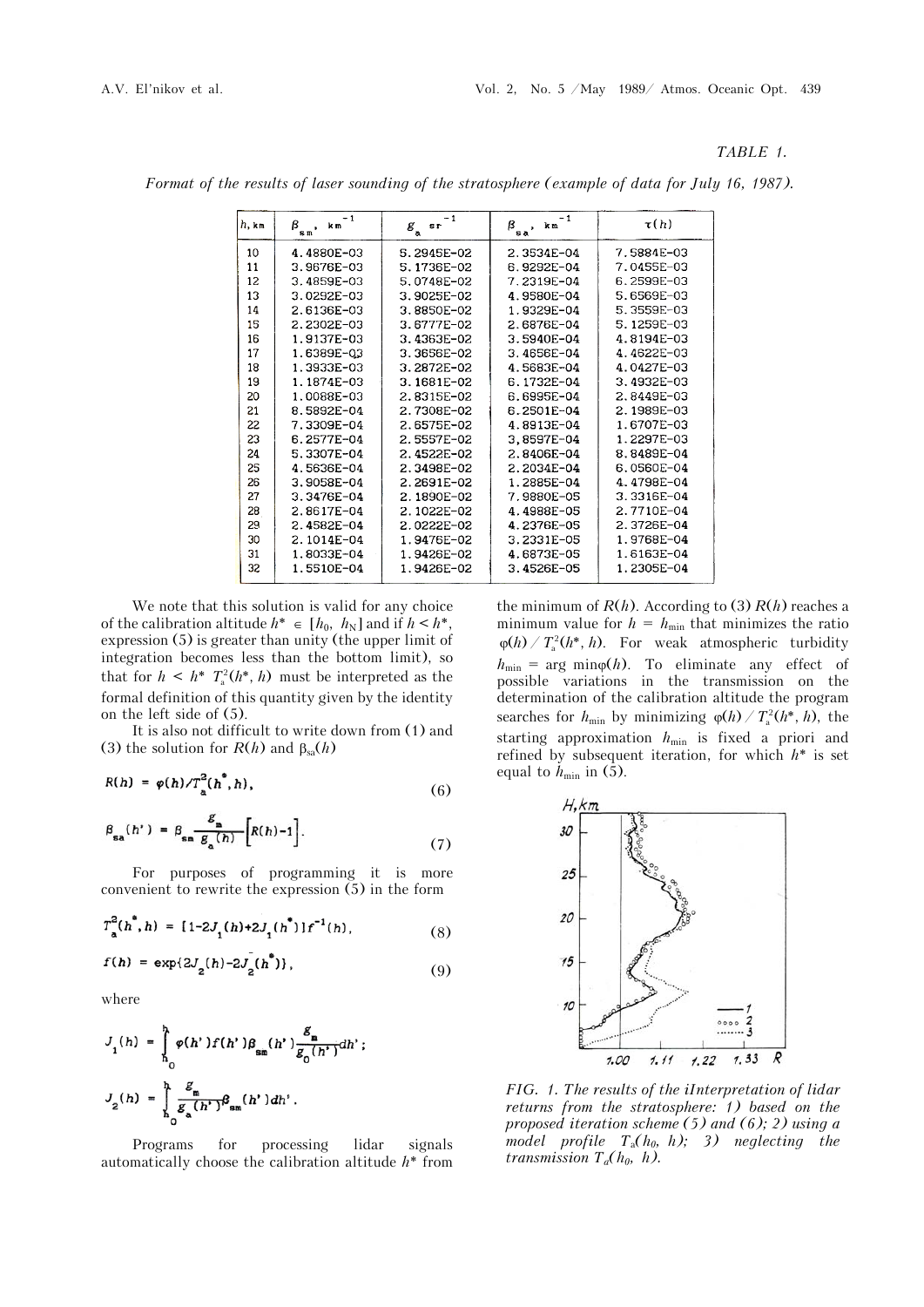*TABLE 1.*

*Format of the results of laser sounding of the stratosphere (example of data for July 16, 1987).*

| $h$, km | $\beta_{sm}$, km$^{-1}$ | $g_a$ sr$^{-1}$ | $\beta_{sa}$, km$^{-1}$ | $\tau(h)$ |
|---|---|---|---|---|
| 10 | 4.4880E-03 | 5.2945E-02 | 2.3534E-04 | 7.5884E-03 |
| 11 | 3.9676E-03 | 5.1736E-02 | 6.9292E-04 | 7.0455E-03 |
| 12 | 3.4859E-03 | 5.0748E-02 | 7.2319E-04 | 6.2599E-03 |
| 13 | 3.0292E-03 | 3.9025E-02 | 4.9580E-04 | 5.6569E-03 |
| 14 | 2.6136E-03 | 3.8850E-02 | 1.9329E-04 | 5.3559E-03 |
| 15 | 2.2302E-03 | 3.6777E-02 | 2.6876E-04 | 5.1259E-03 |
| 16 | 1.9137E-03 | 3.4363E-02 | 3.5940E-04 | 4.8194E-03 |
| 17 | 1.6389E-03 | 3.3656E-02 | 3.4656E-04 | 4.4622E-03 |
| 18 | 1.3933E-03 | 3.2872E-02 | 4.5683E-04 | 4.0427E-03 |
| 19 | 1.1874E-03 | 3.1681E-02 | 6.1732E-04 | 3.4932E-03 |
| 20 | 1.0088E-03 | 2.8315E-02 | 6.6995E-04 | 2.8449E-03 |
| 21 | 8.5892E-04 | 2.7308E-02 | 6.2501E-04 | 2.1989E-03 |
| 22 | 7.3309E-04 | 2.6575E-02 | 4.8813E-04 | 1.6707E-03 |
| 23 | 6.2577E-04 | 2.5557E-02 | 3,8597E-04 | 1.2297E-03 |
| 24 | 5.3307E-04 | 2.4522E-02 | 2.8406E-04 | 8.8489E-04 |
| 25 | 4.5636E-04 | 2.3498E-02 | 2.2034E-04 | 6.0560E-04 |
| 26 | 3.9058E-04 | 2.2691E-02 | 1.2885E-04 | 4.4798E-04 |
| 27 | 3.3476E-04 | 2.1890E-02 | 7.9880E-05 | 3.3316E-04 |
| 28 | 2.8617E-04 | 2.1022E-02 | 4.4988E-05 | 2.7710E-04 |
| 29 | 2.4582E-04 | 2.0222E-02 | 4.2376E-05 | 2.3726E-04 |
| 30 | 2.1014E-04 | 1.9476E-02 | 3.2331E-05 | 1.9768E-04 |
| 31 | 1.8033E-04 | 1.9426E-02 | 4.6873E-05 | 1.6163E-04 |
| 32 | 1.5510E-04 | 1.9426E-02 | 3.4526E-05 | 1.2305E-04 |

We note that this solution is valid for any choice of the calibration altitude $h^* \in [h_0, h_N]$ and if $h < h^*$, expression (5) is greater than unity (the upper limit of integration becomes less than the bottom limit), so that for $h < h^*$ $T_a^2(h^*, h)$ must be interpreted as the formal definition of this quantity given by the identity on the left side of (5).

It is also not difficult to write down from (1) and (3) the solution for $R(h)$ and $\beta_{sa}(h)$

$$R(h) = \varphi(h)/T_a^2(h^*, h), \tag{6}$$

$$\beta_{sa}(h') = \beta_{sm}\frac{g_m}{g_a(h)}\left[R(h)-1\right]. \tag{7}$$

For purposes of programming it is more convenient to rewrite the expression (5) in the form

$$T_a^2(h^*, h) = [1-2J_1(h)+2J_1(h^*)]f^{-1}(h), \tag{8}$$

$$f(h) = \exp\{2J_2(h)-2J_2(h^*)\}, \tag{9}$$

where

$$J_1(h) = \int_{h_0}^{h}\varphi(h')f(h')\beta_{sm}(h')\frac{g_m}{g_0(h')}dh';$$

$$J_2(h) = \int_{h_0}^{h}\frac{g_m}{g_a(h')}\beta_{sm}(h')dh'.$$

Programs for processing lidar signals automatically choose the calibration altitude $h^*$ from the minimum of $R(h)$. According to (3) $R(h)$ reaches a minimum value for $h = h_{min}$ that minimizes the ratio $\varphi(h) / T_a^2(h^*, h)$. For weak atmospheric turbidity $h_{min} = \arg\min\varphi(h)$. To eliminate any effect of possible variations in the transmission on the determination of the calibration altitude the program searches for $h_{min}$ by minimizing $\varphi(h) / T_a^2(h^*, h)$, the starting approximation $h_{min}$ is fixed a priori and refined by subsequent iteration, for which $h^*$ is set equal to $h_{min}$ in (5).

*FIG. 1. The results of the iInterpretation of lidar returns from the stratosphere: 1) based on the proposed iteration scheme (5) and (6); 2) using a model profile $T_a(h_0, h)$; 3) neglecting the transmission $T_a(h_0, h)$.*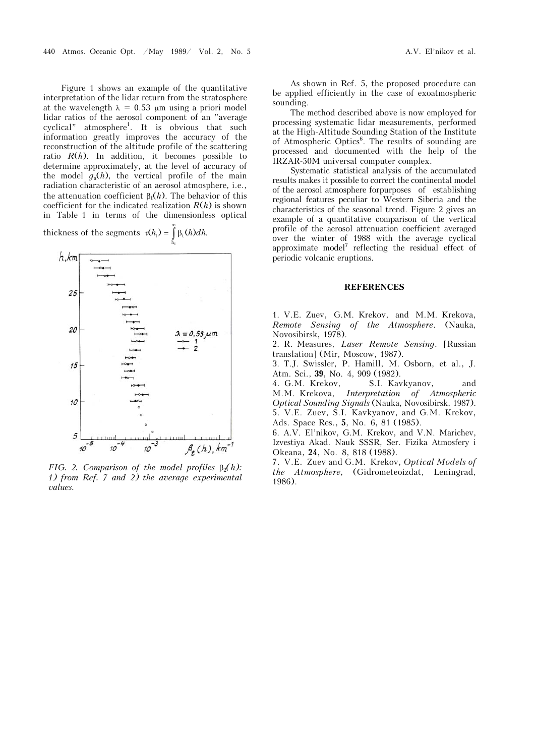Figure 1 shows an example of the quantitative interpretation of the lidar return from the stratosphere at the wavelength $\lambda = 0.53$ μm using a priori model lidar ratios of the aerosol component of an "average cyclical" atmosphere[1]. It is obvious that such information greatly improves the accuracy of the reconstruction of the altitude profile of the scattering ratio $R(h)$. In addition, it becomes possible to determine approximately, at the level of accuracy of the model $g_a(h)$, the vertical profile of the main radiation characteristic of an aerosol atmosphere, i.e., the attenuation coefficient $\beta_t(h)$. The behavior of this coefficient for the indicated realization $R(h)$ is shown in Table 1 in terms of the dimensionless optical thickness of the segments $\tau(h_1) = \int_{h_1}^{\infty} \beta_t(h)dh$.

h, km

25

20

15

10

5

$10^{-5}$ $10^{-4}$ $10^{-3}$ $\beta_t(h)$, km$^{-1}$

$\lambda = 0.53$ μm

1

2

*FIG. 2. Comparison of the model profiles $\beta_2(h)$: 1) from Ref. 7 and 2) the average experimental values.*

As shown in Ref. 5, the proposed procedure can be applied efficiently in the case of exoatmospheric sounding.

The method described above is now employed for processing systematic lidar measurements, performed at the High-Altitude Sounding Station of the Institute of Atmospheric Optics[6]. The results of sounding are processed and documented with the help of the IRZAR-50M universal computer complex.

Systematic statistical analysis of the accumulated results makes it possible to correct the continental model of the aerosol atmosphere forpurposes of establishing regional features peculiar to Western Siberia and the characteristics of the seasonal trend. Figure 2 gives an example of a quantitative comparison of the vertical profile of the aerosol attenuation coefficient averaged over the winter of 1988 with the average cyclical approximate model[7] reflecting the residual effect of periodic volcanic eruptions.

## REFERENCES

1. V.E. Zuev, G.M. Krekov, and M.M. Krekova, *Remote Sensing of the Atmosphere*. (Nauka, Novosibirsk, 1978).
2. R. Measures, *Laser Remote Sensing*. [Russian translation] (Mir, Moscow, 1987).
3. T.J. Swissler, P. Hamill, M. Osborn, et al., J. Atm. Sci., **39**, No. 4, 909 (1982).
4. G.M. Krekov, S.I. Kavkyanov, and M.M. Krekova, *Interpretation of Atmospheric Optical Sounding Signals* (Nauka, Novosibirsk, 1987).
5. V.E. Zuev, S.I. Kavkyanov, and G.M. Krekov, Ads. Space Res., **5**, No. 6, 81 (1985).
6. A.V. El'nikov, G.M. Krekov, and V.N. Marichev, Izvestiya Akad. Nauk SSSR, Ser. Fizika Atmosfery i Okeana, **24**, No. 8, 818 (1988).
7. V.E. Zuev and G.M. Krekov, *Optical Models of the Atmosphere,* (Gidrometeoizdat, Leningrad, 1986).